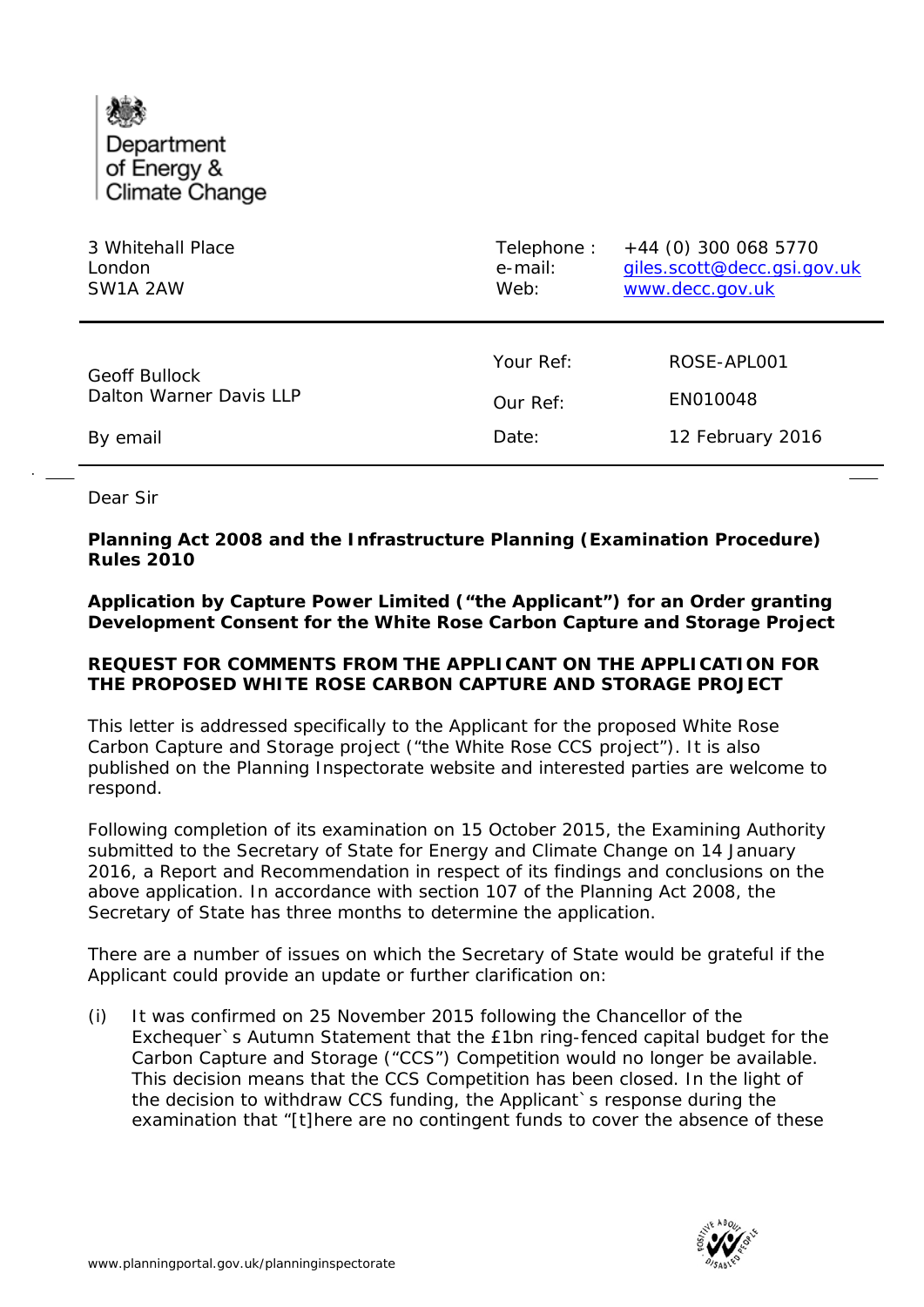Department of Energy & Climate Change

3 Whitehall Place
London
SW1A 2AW

Telephone : +44 (0) 300 068 5770
e-mail: giles.scott@decc.gsi.gov.uk
Web: www.decc.gov.uk

---

Geoff Bullock
Dalton Warner Davis LLP

By email

Your Ref: ROSE-APL001
Our Ref: EN010048
Date: 12 February 2016

---

Dear Sir

**Planning Act 2008 and the Infrastructure Planning (Examination Procedure) Rules 2010**

**Application by Capture Power Limited ("the Applicant") for an Order granting Development Consent for the White Rose Carbon Capture and Storage Project**

**REQUEST FOR COMMENTS FROM THE APPLICANT ON THE APPLICATION FOR THE PROPOSED WHITE ROSE CARBON CAPTURE AND STORAGE PROJECT**

This letter is addressed specifically to the Applicant for the proposed White Rose Carbon Capture and Storage project ("the White Rose CCS project"). It is also published on the Planning Inspectorate website and interested parties are welcome to respond.

Following completion of its examination on 15 October 2015, the Examining Authority submitted to the Secretary of State for Energy and Climate Change on 14 January 2016, a Report and Recommendation in respect of its findings and conclusions on the above application. In accordance with section 107 of the Planning Act 2008, the Secretary of State has three months to determine the application.

There are a number of issues on which the Secretary of State would be grateful if the Applicant could provide an update or further clarification on:

(i) It was confirmed on 25 November 2015 following the Chancellor of the Exchequer`s Autumn Statement that the £1bn ring-fenced capital budget for the Carbon Capture and Storage ("CCS") Competition would no longer be available. This decision means that the CCS Competition has been closed. In the light of the decision to withdraw CCS funding, the Applicant`s response during the examination that "[t]here are no contingent funds to cover the absence of these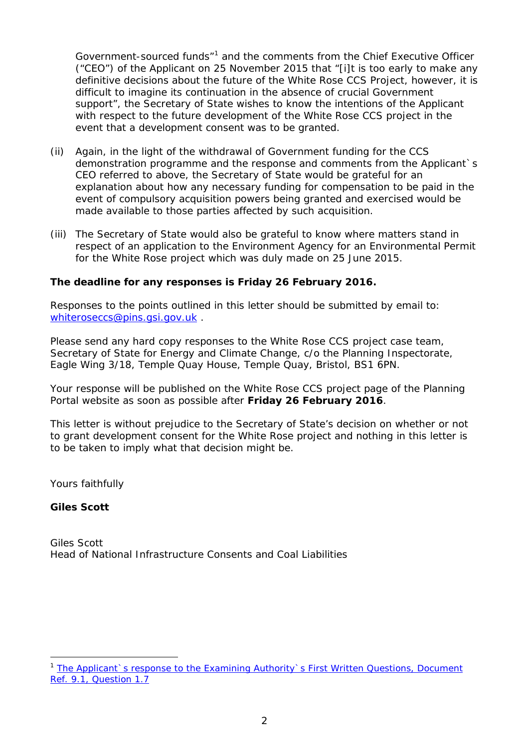Government-sourced funds"[1] and the comments from the Chief Executive Officer ("CEO") of the Applicant on 25 November 2015 that "[i]t is too early to make any definitive decisions about the future of the White Rose CCS Project, however, it is difficult to imagine its continuation in the absence of crucial Government support", the Secretary of State wishes to know the intentions of the Applicant with respect to the future development of the White Rose CCS project in the event that a development consent was to be granted.

(ii) Again, in the light of the withdrawal of Government funding for the CCS demonstration programme and the response and comments from the Applicant`s CEO referred to above, the Secretary of State would be grateful for an explanation about how any necessary funding for compensation to be paid in the event of compulsory acquisition powers being granted and exercised would be made available to those parties affected by such acquisition.

(iii) The Secretary of State would also be grateful to know where matters stand in respect of an application to the Environment Agency for an Environmental Permit for the White Rose project which was duly made on 25 June 2015.

**The deadline for any responses is Friday 26 February 2016.**

Responses to the points outlined in this letter should be submitted by email to: whiteroseccs@pins.gsi.gov.uk .

Please send any hard copy responses to the White Rose CCS project case team, Secretary of State for Energy and Climate Change, c/o the Planning Inspectorate, Eagle Wing 3/18, Temple Quay House, Temple Quay, Bristol, BS1 6PN.

Your response will be published on the White Rose CCS project page of the Planning Portal website as soon as possible after **Friday 26 February 2016**.

This letter is without prejudice to the Secretary of State's decision on whether or not to grant development consent for the White Rose project and nothing in this letter is to be taken to imply what that decision might be.

Yours faithfully

**Giles Scott**

Giles Scott
Head of National Infrastructure Consents and Coal Liabilities

---

[1] The Applicant`s response to the Examining Authority`s First Written Questions, Document Ref. 9.1, Question 1.7